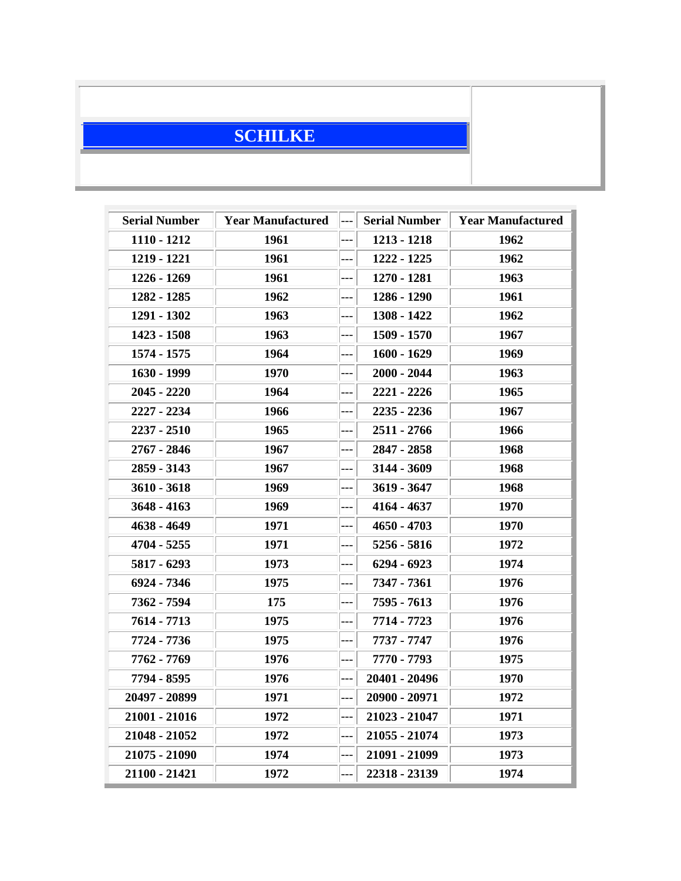# SCHILKE

| Serial Number | Year Manufactured | --- | Serial Number | Year Manufactured |
|---|---|---|---|---|
| 1110 - 1212 | 1961 | --- | 1213 - 1218 | 1962 |
| 1219 - 1221 | 1961 | --- | 1222 - 1225 | 1962 |
| 1226 - 1269 | 1961 | --- | 1270 - 1281 | 1963 |
| 1282 - 1285 | 1962 | --- | 1286 - 1290 | 1961 |
| 1291 - 1302 | 1963 | --- | 1308 - 1422 | 1962 |
| 1423 - 1508 | 1963 | --- | 1509 - 1570 | 1967 |
| 1574 - 1575 | 1964 | --- | 1600 - 1629 | 1969 |
| 1630 - 1999 | 1970 | --- | 2000 - 2044 | 1963 |
| 2045 - 2220 | 1964 | --- | 2221 - 2226 | 1965 |
| 2227 - 2234 | 1966 | --- | 2235 - 2236 | 1967 |
| 2237 - 2510 | 1965 | --- | 2511 - 2766 | 1966 |
| 2767 - 2846 | 1967 | --- | 2847 - 2858 | 1968 |
| 2859 - 3143 | 1967 | --- | 3144 - 3609 | 1968 |
| 3610 - 3618 | 1969 | --- | 3619 - 3647 | 1968 |
| 3648 - 4163 | 1969 | --- | 4164 - 4637 | 1970 |
| 4638 - 4649 | 1971 | --- | 4650 - 4703 | 1970 |
| 4704 - 5255 | 1971 | --- | 5256 - 5816 | 1972 |
| 5817 - 6293 | 1973 | --- | 6294 - 6923 | 1974 |
| 6924 - 7346 | 1975 | --- | 7347 - 7361 | 1976 |
| 7362 - 7594 | 175 | --- | 7595 - 7613 | 1976 |
| 7614 - 7713 | 1975 | --- | 7714 - 7723 | 1976 |
| 7724 - 7736 | 1975 | --- | 7737 - 7747 | 1976 |
| 7762 - 7769 | 1976 | --- | 7770 - 7793 | 1975 |
| 7794 - 8595 | 1976 | --- | 20401 - 20496 | 1970 |
| 20497 - 20899 | 1971 | --- | 20900 - 20971 | 1972 |
| 21001 - 21016 | 1972 | --- | 21023 - 21047 | 1971 |
| 21048 - 21052 | 1972 | --- | 21055 - 21074 | 1973 |
| 21075 - 21090 | 1974 | --- | 21091 - 21099 | 1973 |
| 21100 - 21421 | 1972 | --- | 22318 - 23139 | 1974 |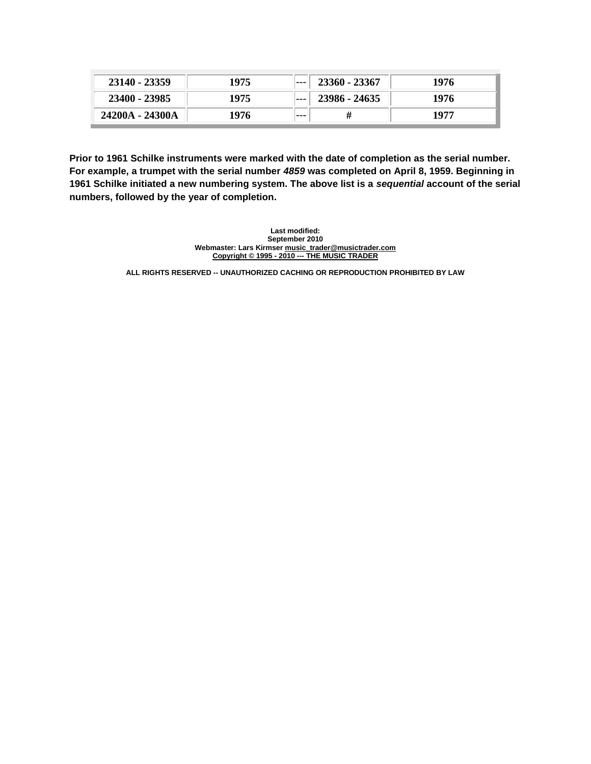| | | | | |
|---|---|---|---|---|
| 23140 - 23359 | 1975 | --- | 23360 - 23367 | 1976 |
| 23400 - 23985 | 1975 | --- | 23986 - 24635 | 1976 |
| 24200A - 24300A | 1976 | --- | # | 1977 |

**Prior to 1961 Schilke instruments were marked with the date of completion as the serial number. For example, a trumpet with the serial number *4859* was completed on April 8, 1959. Beginning in 1961 Schilke initiated a new numbering system. The above list is a *sequential* account of the serial numbers, followed by the year of completion.**

**Last modified:**
**September 2010**
**Webmaster: Lars Kirmser music_trader@musictrader.com**
**Copyright © 1995 - 2010 --- THE MUSIC TRADER**

**ALL RIGHTS RESERVED -- UNAUTHORIZED CACHING OR REPRODUCTION PROHIBITED BY LAW**